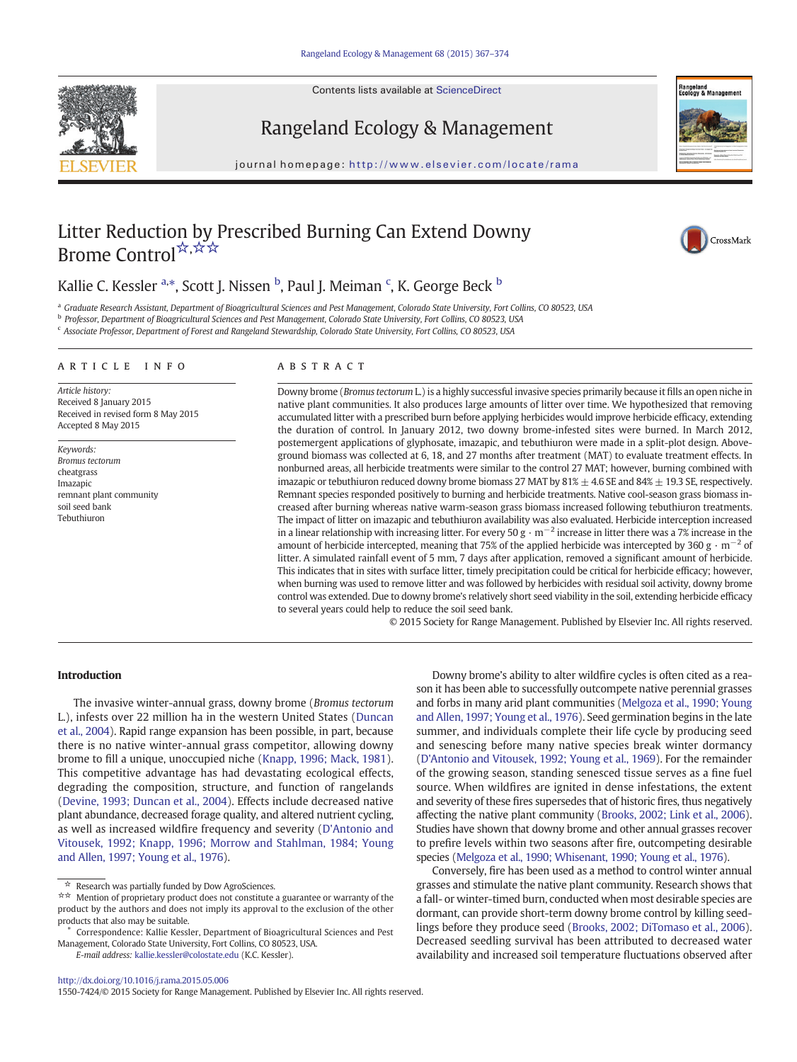# Litter Reduction by Prescribed Burning Can Extend Downy Brome Control[☆,☆☆]

Kallie C. Kessler [a,*], Scott J. Nissen [b], Paul J. Meiman [c], K. George Beck [b]

[a] Graduate Research Assistant, Department of Bioagricultural Sciences and Pest Management, Colorado State University, Fort Collins, CO 80523, USA
[b] Professor, Department of Bioagricultural Sciences and Pest Management, Colorado State University, Fort Collins, CO 80523, USA
[c] Associate Professor, Department of Forest and Rangeland Stewardship, Colorado State University, Fort Collins, CO 80523, USA

## ARTICLE INFO

*Article history:*
Received 8 January 2015
Received in revised form 8 May 2015
Accepted 8 May 2015

*Keywords:*
*Bromus tectorum*
cheatgrass
Imazapic
remnant plant community
soil seed bank
Tebuthiuron

## ABSTRACT

Downy brome (*Bromus tectorum* L.) is a highly successful invasive species primarily because it fills an open niche in native plant communities. It also produces large amounts of litter over time. We hypothesized that removing accumulated litter with a prescribed burn before applying herbicides would improve herbicide efficacy, extending the duration of control. In January 2012, two downy brome-infested sites were burned. In March 2012, postemergent applications of glyphosate, imazapic, and tebuthiuron were made in a split-plot design. Aboveground biomass was collected at 6, 18, and 27 months after treatment (MAT) to evaluate treatment effects. In nonburned areas, all herbicide treatments were similar to the control 27 MAT; however, burning combined with imazapic or tebuthiuron reduced downy brome biomass 27 MAT by 81% ± 4.6 SE and 84% ± 19.3 SE, respectively. Remnant species responded positively to burning and herbicide treatments. Native cool-season grass biomass increased after burning whereas native warm-season grass biomass increased following tebuthiuron treatments. The impact of litter on imazapic and tebuthiuron availability was also evaluated. Herbicide interception increased in a linear relationship with increasing litter. For every 50 $g \cdot m^{-2}$ increase in litter there was a 7% increase in the amount of herbicide intercepted, meaning that 75% of the applied herbicide was intercepted by 360 $g \cdot m^{-2}$ of litter. A simulated rainfall event of 5 mm, 7 days after application, removed a significant amount of herbicide. This indicates that in sites with surface litter, timely precipitation could be critical for herbicide efficacy; however, when burning was used to remove litter and was followed by herbicides with residual soil activity, downy brome control was extended. Due to downy brome's relatively short seed viability in the soil, extending herbicide efficacy to several years could help to reduce the soil seed bank.

© 2015 Society for Range Management. Published by Elsevier Inc. All rights reserved.

## Introduction

The invasive winter-annual grass, downy brome (*Bromus tectorum* L.), infests over 22 million ha in the western United States (Duncan et al., 2004). Rapid range expansion has been possible, in part, because there is no native winter-annual grass competitor, allowing downy brome to fill a unique, unoccupied niche (Knapp, 1996; Mack, 1981). This competitive advantage has had devastating ecological effects, degrading the composition, structure, and function of rangelands (Devine, 1993; Duncan et al., 2004). Effects include decreased native plant abundance, decreased forage quality, and altered nutrient cycling, as well as increased wildfire frequency and severity (D'Antonio and Vitousek, 1992; Knapp, 1996; Morrow and Stahlman, 1984; Young and Allen, 1997; Young et al., 1976).

Downy brome's ability to alter wildfire cycles is often cited as a reason why it has been able to successfully outcompete native perennial grasses and forbs in many arid plant communities (Melgoza et al., 1990; Young and Allen, 1997; Young et al., 1976). Seed germination begins in the late summer, and individuals complete their life cycle by producing seed and senescing before many native species break winter dormancy (D'Antonio and Vitousek, 1992; Young et al., 1969). For the remainder of the growing season, standing senesced tissue serves as a fine fuel source. When wildfires are ignited in dense infestations, the extent and severity of these fires supersedes that of historic fires, thus negatively affecting the native plant community (Brooks, 2002; Link et al., 2006). Studies have shown that downy brome and other annual grasses recover to prefire levels within two seasons after fire, outcompeting desirable species (Melgoza et al., 1990; Whisenant, 1990; Young et al., 1976).

Conversely, fire has been used as a method to control winter annual grasses and stimulate the native plant community. Research shows that a fall- or winter-timed burn, conducted when most desirable species are dormant, can provide short-term downy brome control by killing seedlings before they produce seed (Brooks, 2002; DiTomaso et al., 2006). Decreased seedling survival has been attributed to decreased water availability and increased soil temperature fluctuations observed after

---

☆ Research was partially funded by Dow AgroSciences.
☆☆ Mention of proprietary product does not constitute a guarantee or warranty of the product by the authors and does not imply its approval to the exclusion of the other products that also may be suitable.
\* Correspondence: Kallie Kessler, Department of Bioagricultural Sciences and Pest Management, Colorado State University, Fort Collins, CO 80523, USA.
E-mail address: kallie.kessler@colostate.edu (K.C. Kessler).

http://dx.doi.org/10.1016/j.rama.2015.05.006
1550-7424/© 2015 Society for Range Management. Published by Elsevier Inc. All rights reserved.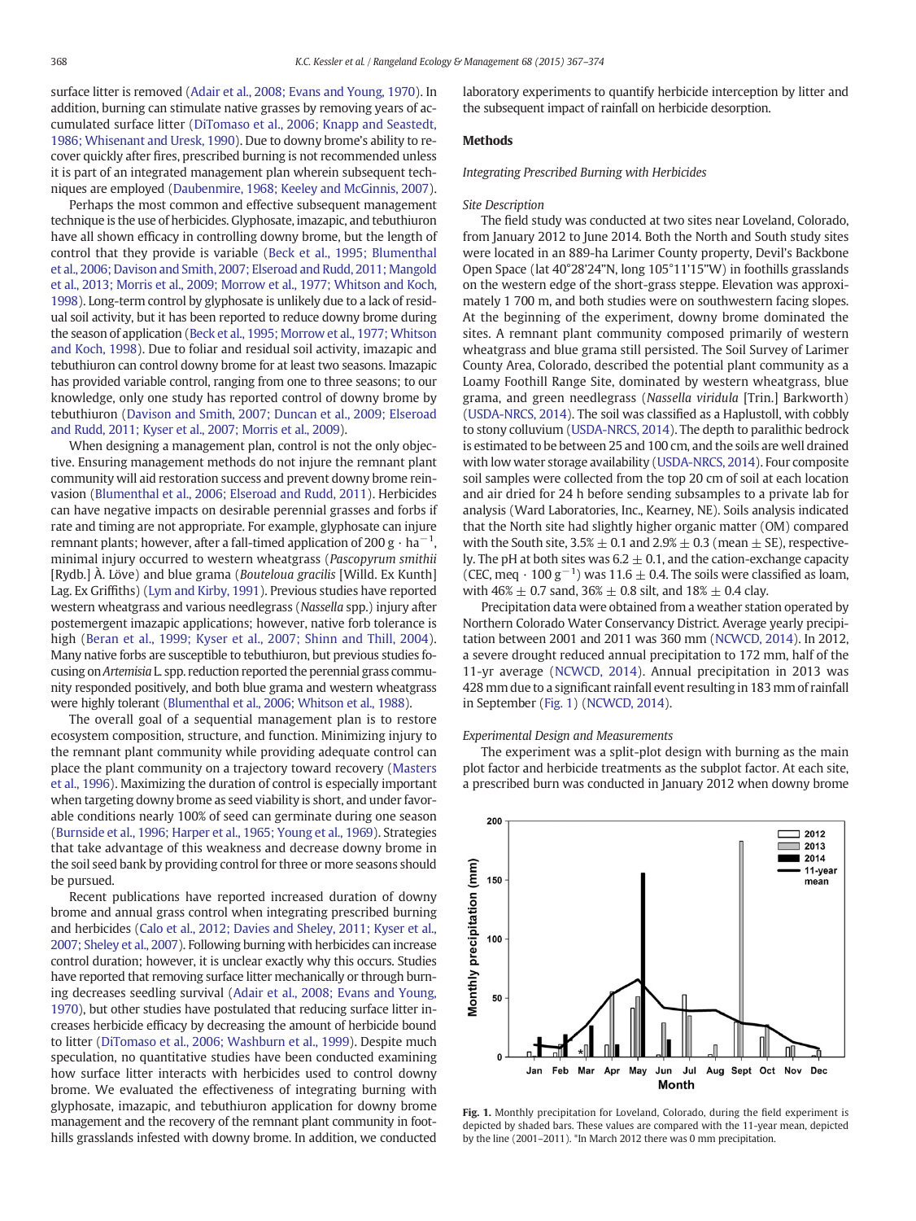surface litter is removed (Adair et al., 2008; Evans and Young, 1970). In addition, burning can stimulate native grasses by removing years of accumulated surface litter (DiTomaso et al., 2006; Knapp and Seastedt, 1986; Whisenant and Uresk, 1990). Due to downy brome's ability to recover quickly after fires, prescribed burning is not recommended unless it is part of an integrated management plan wherein subsequent techniques are employed (Daubenmire, 1968; Keeley and McGinnis, 2007).

Perhaps the most common and effective subsequent management technique is the use of herbicides. Glyphosate, imazapic, and tebuthiuron have all shown efficacy in controlling downy brome, but the length of control that they provide is variable (Beck et al., 1995; Blumenthal et al., 2006; Davison and Smith, 2007; Elseroad and Rudd, 2011; Mangold et al., 2013; Morris et al., 2009; Morrow et al., 1977; Whitson and Koch, 1998). Long-term control by glyphosate is unlikely due to a lack of residual soil activity, but it has been reported to reduce downy brome during the season of application (Beck et al., 1995; Morrow et al., 1977; Whitson and Koch, 1998). Due to foliar and residual soil activity, imazapic and tebuthiuron can control downy brome for at least two seasons. Imazapic has provided variable control, ranging from one to three seasons; to our knowledge, only one study has reported control of downy brome by tebuthiuron (Davison and Smith, 2007; Duncan et al., 2009; Elseroad and Rudd, 2011; Kyser et al., 2007; Morris et al., 2009).

When designing a management plan, control is not the only objective. Ensuring management methods do not injure the remnant plant community will aid restoration success and prevent downy brome reinvasion (Blumenthal et al., 2006; Elseroad and Rudd, 2011). Herbicides can have negative impacts on desirable perennial grasses and forbs if rate and timing are not appropriate. For example, glyphosate can injure remnant plants; however, after a fall-timed application of 200 g $\cdot$ ha$^{-1}$, minimal injury occurred to western wheatgrass (*Pascopyrum smithii* [Rydb.] À. Löve) and blue grama (*Bouteloua gracilis* [Willd. Ex Kunth] Lag. Ex Griffiths) (Lym and Kirby, 1991). Previous studies have reported western wheatgrass and various needlegrass (*Nassella* spp.) injury after postemergent imazapic applications; however, native forb tolerance is high (Beran et al., 1999; Kyser et al., 2007; Shinn and Thill, 2004). Many native forbs are susceptible to tebuthiuron, but previous studies focusing on *Artemisia* L. spp. reduction reported the perennial grass community responded positively, and both blue grama and western wheatgrass were highly tolerant (Blumenthal et al., 2006; Whitson et al., 1988).

The overall goal of a sequential management plan is to restore ecosystem composition, structure, and function. Minimizing injury to the remnant plant community while providing adequate control can place the plant community on a trajectory toward recovery (Masters et al., 1996). Maximizing the duration of control is especially important when targeting downy brome as seed viability is short, and under favorable conditions nearly 100% of seed can germinate during one season (Burnside et al., 1996; Harper et al., 1965; Young et al., 1969). Strategies that take advantage of this weakness and decrease downy brome in the soil seed bank by providing control for three or more seasons should be pursued.

Recent publications have reported increased duration of downy brome and annual grass control when integrating prescribed burning and herbicides (Calo et al., 2012; Davies and Sheley, 2011; Kyser et al., 2007; Sheley et al., 2007). Following burning with herbicides can increase control duration; however, it is unclear exactly why this occurs. Studies have reported that removing surface litter mechanically or through burning decreases seedling survival (Adair et al., 2008; Evans and Young, 1970), but other studies have postulated that reducing surface litter increases herbicide efficacy by decreasing the amount of herbicide bound to litter (DiTomaso et al., 2006; Washburn et al., 1999). Despite much speculation, no quantitative studies have been conducted examining how surface litter interacts with herbicides used to control downy brome. We evaluated the effectiveness of integrating burning with glyphosate, imazapic, and tebuthiuron application for downy brome management and the recovery of the remnant plant community in foothills grasslands infested with downy brome. In addition, we conducted laboratory experiments to quantify herbicide interception by litter and the subsequent impact of rainfall on herbicide desorption.

## Methods

### *Integrating Prescribed Burning with Herbicides*

#### *Site Description*

The field study was conducted at two sites near Loveland, Colorado, from January 2012 to June 2014. Both the North and South study sites were located in an 889-ha Larimer County property, Devil's Backbone Open Space (lat 40°28′24″N, long 105°11′15″W) in foothills grasslands on the western edge of the short-grass steppe. Elevation was approximately 1 700 m, and both studies were on southwestern facing slopes. At the beginning of the experiment, downy brome dominated the sites. A remnant plant community composed primarily of western wheatgrass and blue grama still persisted. The Soil Survey of Larimer County Area, Colorado, described the potential plant community as a Loamy Foothill Range Site, dominated by western wheatgrass, blue grama, and green needlegrass (*Nassella viridula* [Trin.] Barkworth) (USDA-NRCS, 2014). The soil was classified as a Haplustoll, with cobbly to stony colluvium (USDA-NRCS, 2014). The depth to paralithic bedrock is estimated to be between 25 and 100 cm, and the soils are well drained with low water storage availability (USDA-NRCS, 2014). Four composite soil samples were collected from the top 20 cm of soil at each location and air dried for 24 h before sending subsamples to a private lab for analysis (Ward Laboratories, Inc., Kearney, NE). Soils analysis indicated that the North site had slightly higher organic matter (OM) compared with the South site, 3.5% ± 0.1 and 2.9% ± 0.3 (mean ± SE), respectively. The pH at both sites was 6.2 ± 0.1, and the cation-exchange capacity (CEC, meq $\cdot$ 100 g$^{-1}$) was 11.6 ± 0.4. The soils were classified as loam, with 46% ± 0.7 sand, 36% ± 0.8 silt, and 18% ± 0.4 clay.

Precipitation data were obtained from a weather station operated by Northern Colorado Water Conservancy District. Average yearly precipitation between 2001 and 2011 was 360 mm (NCWCD, 2014). In 2012, a severe drought reduced annual precipitation to 172 mm, half of the 11-yr average (NCWCD, 2014). Annual precipitation in 2013 was 428 mm due to a significant rainfall event resulting in 183 mm of rainfall in September (Fig. 1) (NCWCD, 2014).

#### *Experimental Design and Measurements*

The experiment was a split-plot design with burning as the main plot factor and herbicide treatments as the subplot factor. At each site, a prescribed burn was conducted in January 2012 when downy brome

**Fig. 1.** Monthly precipitation for Loveland, Colorado, during the field experiment is depicted by shaded bars. These values are compared with the 11-year mean, depicted by the line (2001–2011). *In March 2012 there was 0 mm precipitation.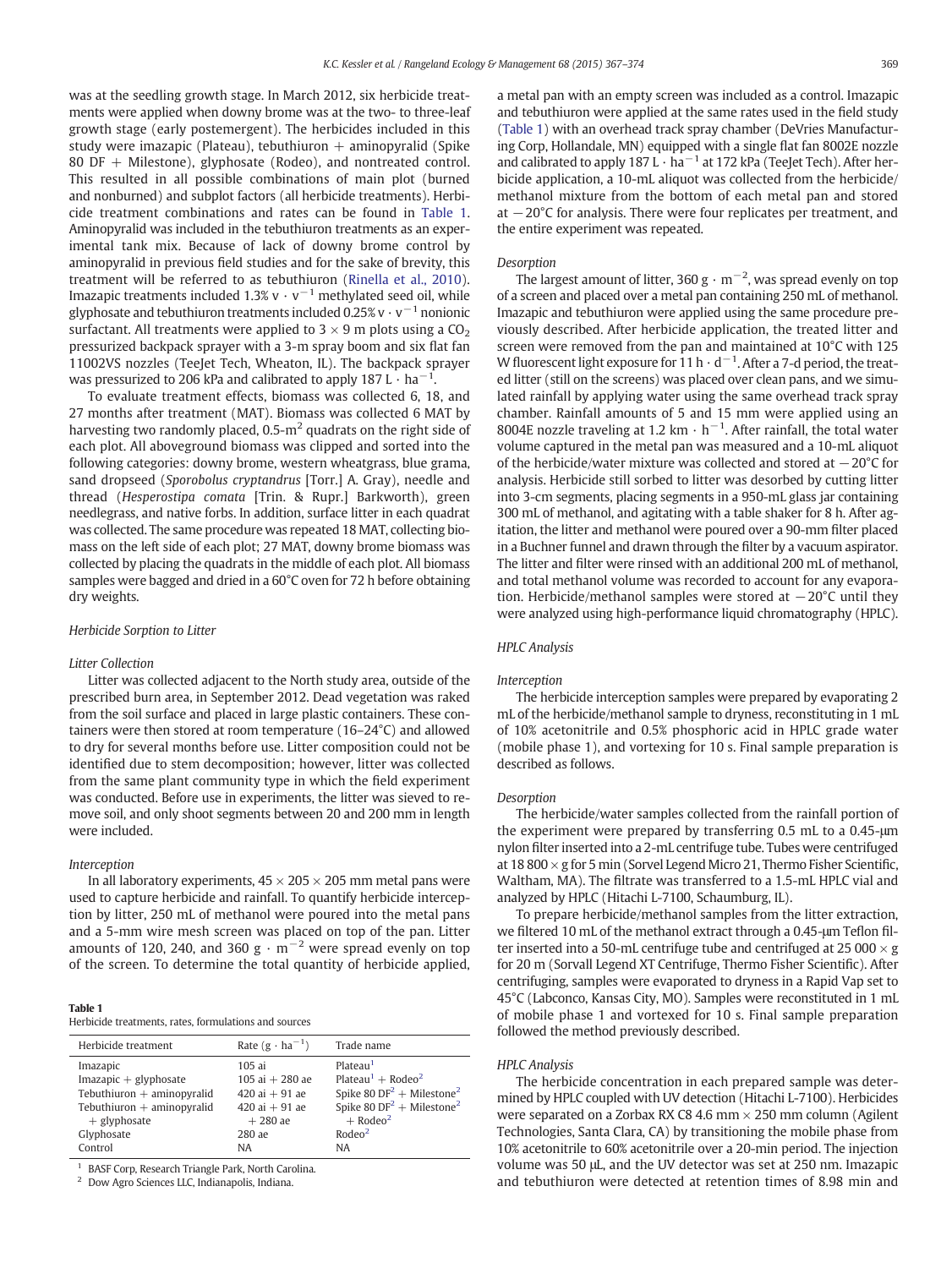was at the seedling growth stage. In March 2012, six herbicide treatments were applied when downy brome was at the two- to three-leaf growth stage (early postemergent). The herbicides included in this study were imazapic (Plateau), tebuthiuron + aminopyralid (Spike 80 DF + Milestone), glyphosate (Rodeo), and nontreated control. This resulted in all possible combinations of main plot (burned and nonburned) and subplot factors (all herbicide treatments). Herbicide treatment combinations and rates can be found in Table 1. Aminopyralid was included in the tebuthiuron treatments as an experimental tank mix. Because of lack of downy brome control by aminopyralid in previous field studies and for the sake of brevity, this treatment will be referred to as tebuthiuron (Rinella et al., 2010). Imazapic treatments included 1.3% $v \cdot v^{-1}$ methylated seed oil, while glyphosate and tebuthiuron treatments included 0.25% $v \cdot v^{-1}$ nonionic surfactant. All treatments were applied to 3 × 9 m plots using a $CO_2$ pressurized backpack sprayer with a 3-m spray boom and six flat fan 11002VS nozzles (TeeJet Tech, Wheaton, IL). The backpack sprayer was pressurized to 206 kPa and calibrated to apply 187 $L \cdot ha^{-1}$.

To evaluate treatment effects, biomass was collected 6, 18, and 27 months after treatment (MAT). Biomass was collected 6 MAT by harvesting two randomly placed, 0.5-$m^2$ quadrats on the right side of each plot. All aboveground biomass was clipped and sorted into the following categories: downy brome, western wheatgrass, blue grama, sand dropseed (*Sporobolus cryptandrus* [Torr.] A. Gray), needle and thread (*Hesperostipa comata* [Trin. & Rupr.] Barkworth), green needlegrass, and native forbs. In addition, surface litter in each quadrat was collected. The same procedure was repeated 18 MAT, collecting biomass on the left side of each plot; 27 MAT, downy brome biomass was collected by placing the quadrats in the middle of each plot. All biomass samples were bagged and dried in a 60°C oven for 72 h before obtaining dry weights.

### Herbicide Sorption to Litter

#### Litter Collection

Litter was collected adjacent to the North study area, outside of the prescribed burn area, in September 2012. Dead vegetation was raked from the soil surface and placed in large plastic containers. These containers were then stored at room temperature (16–24°C) and allowed to dry for several months before use. Litter composition could not be identified due to stem decomposition; however, litter was collected from the same plant community type in which the field experiment was conducted. Before use in experiments, the litter was sieved to remove soil, and only shoot segments between 20 and 200 mm in length were included.

#### Interception

In all laboratory experiments, 45 × 205 × 205 mm metal pans were used to capture herbicide and rainfall. To quantify herbicide interception by litter, 250 mL of methanol were poured into the metal pans and a 5-mm wire mesh screen was placed on top of the pan. Litter amounts of 120, 240, and 360 $g \cdot m^{-2}$ were spread evenly on top of the screen. To determine the total quantity of herbicide applied, a metal pan with an empty screen was included as a control. Imazapic and tebuthiuron were applied at the same rates used in the field study (Table 1) with an overhead track spray chamber (DeVries Manufacturing Corp, Hollandale, MN) equipped with a single flat fan 8002E nozzle and calibrated to apply 187 $L \cdot ha^{-1}$ at 172 kPa (TeeJet Tech). After herbicide application, a 10-mL aliquot was collected from the herbicide/methanol mixture from the bottom of each metal pan and stored at −20°C for analysis. There were four replicates per treatment, and the entire experiment was repeated.

**Table 1**
Herbicide treatments, rates, formulations and sources

| Herbicide treatment | Rate ($g \cdot ha^{-1}$) | Trade name |
|---|---|---|
| Imazapic | 105 ai | Plateau[1] |
| Imazapic + glyphosate | 105 ai + 280 ae | Plateau[1] + Rodeo[2] |
| Tebuthiuron + aminopyralid | 420 ai + 91 ae | Spike 80 DF[2] + Milestone[2] |
| Tebuthiuron + aminopyralid + glyphosate | 420 ai + 91 ae + 280 ae | Spike 80 DF[2] + Milestone[2] + Rodeo[2] |
| Glyphosate | 280 ae | Rodeo[2] |
| Control | NA | NA |

[1] BASF Corp, Research Triangle Park, North Carolina.
[2] Dow Agro Sciences LLC, Indianapolis, Indiana.

#### Desorption

The largest amount of litter, 360 $g \cdot m^{-2}$, was spread evenly on top of a screen and placed over a metal pan containing 250 mL of methanol. Imazapic and tebuthiuron were applied using the same procedure previously described. After herbicide application, the treated litter and screen were removed from the pan and maintained at 10°C with 125 W fluorescent light exposure for 11 $h \cdot d^{-1}$. After a 7-d period, the treated litter (still on the screens) was placed over clean pans, and we simulated rainfall by applying water using the same overhead track spray chamber. Rainfall amounts of 5 and 15 mm were applied using an 8004E nozzle traveling at 1.2 $km \cdot h^{-1}$. After rainfall, the total water volume captured in the metal pan was measured and a 10-mL aliquot of the herbicide/water mixture was collected and stored at −20°C for analysis. Herbicide still sorbed to litter was desorbed by cutting litter into 3-cm segments, placing segments in a 950-mL glass jar containing 300 mL of methanol, and agitating with a table shaker for 8 h. After agitation, the litter and methanol were poured over a 90-mm filter placed in a Buchner funnel and drawn through the filter by a vacuum aspirator. The litter and filter were rinsed with an additional 200 mL of methanol, and total methanol volume was recorded to account for any evaporation. Herbicide/methanol samples were stored at −20°C until they were analyzed using high-performance liquid chromatography (HPLC).

### HPLC Analysis

#### Interception

The herbicide interception samples were prepared by evaporating 2 mL of the herbicide/methanol sample to dryness, reconstituting in 1 mL of 10% acetonitrile and 0.5% phosphoric acid in HPLC grade water (mobile phase 1), and vortexing for 10 s. Final sample preparation is described as follows.

#### Desorption

The herbicide/water samples collected from the rainfall portion of the experiment were prepared by transferring 0.5 mL to a 0.45-μm nylon filter inserted into a 2-mL centrifuge tube. Tubes were centrifuged at 18 800 × g for 5 min (Sorvel Legend Micro 21, Thermo Fisher Scientific, Waltham, MA). The filtrate was transferred to a 1.5-mL HPLC vial and analyzed by HPLC (Hitachi L-7100, Schaumburg, IL).

To prepare herbicide/methanol samples from the litter extraction, we filtered 10 mL of the methanol extract through a 0.45-μm Teflon filter inserted into a 50-mL centrifuge tube and centrifuged at 25 000 × g for 20 m (Sorvall Legend XT Centrifuge, Thermo Fisher Scientific). After centrifuging, samples were evaporated to dryness in a Rapid Vap set to 45°C (Labconco, Kansas City, MO). Samples were reconstituted in 1 mL of mobile phase 1 and vortexed for 10 s. Final sample preparation followed the method previously described.

#### HPLC Analysis

The herbicide concentration in each prepared sample was determined by HPLC coupled with UV detection (Hitachi L-7100). Herbicides were separated on a Zorbax RX C8 4.6 mm × 250 mm column (Agilent Technologies, Santa Clara, CA) by transitioning the mobile phase from 10% acetonitrile to 60% acetonitrile over a 20-min period. The injection volume was 50 μL, and the UV detector was set at 250 nm. Imazapic and tebuthiuron were detected at retention times of 8.98 min and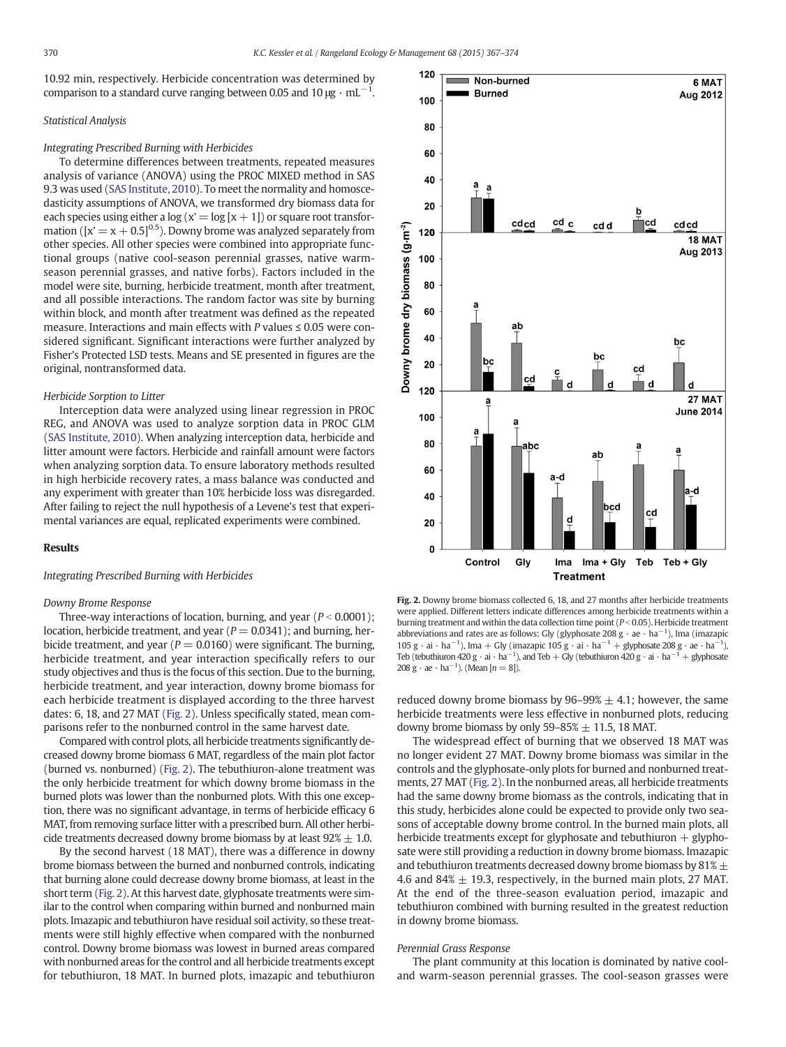10.92 min, respectively. Herbicide concentration was determined by comparison to a standard curve ranging between 0.05 and 10 μg · mL$^{-1}$.

### Statistical Analysis

#### Integrating Prescribed Burning with Herbicides

To determine differences between treatments, repeated measures analysis of variance (ANOVA) using the PROC MIXED method in SAS 9.3 was used (SAS Institute, 2010). To meet the normality and homoscedasticity assumptions of ANOVA, we transformed dry biomass data for each species using either a log ($x' = \log[x + 1]$) or square root transformation ($[x' = x + 0.5]^{0.5}$). Downy brome was analyzed separately from other species. All other species were combined into appropriate functional groups (native cool-season perennial grasses, native warm-season perennial grasses, and native forbs). Factors included in the model were site, burning, herbicide treatment, month after treatment, and all possible interactions. The random factor was site by burning within block, and month after treatment was defined as the repeated measure. Interactions and main effects with *P* values ≤ 0.05 were considered significant. Significant interactions were further analyzed by Fisher's Protected LSD tests. Means and SE presented in figures are the original, nontransformed data.

#### Herbicide Sorption to Litter

Interception data were analyzed using linear regression in PROC REG, and ANOVA was used to analyze sorption data in PROC GLM (SAS Institute, 2010). When analyzing interception data, herbicide and litter amount were factors. Herbicide and rainfall amount were factors when analyzing sorption data. To ensure laboratory methods resulted in high herbicide recovery rates, a mass balance was conducted and any experiment with greater than 10% herbicide loss was disregarded. After failing to reject the null hypothesis of a Levene's test that experimental variances are equal, replicated experiments were combined.

## Results

### Integrating Prescribed Burning with Herbicides

#### Downy Brome Response

Three-way interactions of location, burning, and year ($P < 0.0001$); location, herbicide treatment, and year ($P = 0.0341$); and burning, herbicide treatment, and year ($P = 0.0160$) were significant. The burning, herbicide treatment, and year interaction specifically refers to our study objectives and thus is the focus of this section. Due to the burning, herbicide treatment, and year interaction, downy brome biomass for each herbicide treatment is displayed according to the three harvest dates: 6, 18, and 27 MAT (Fig. 2). Unless specifically stated, mean comparisons refer to the nonburned control in the same harvest date.

Compared with control plots, all herbicide treatments significantly decreased downy brome biomass 6 MAT, regardless of the main plot factor (burned vs. nonburned) (Fig. 2). The tebuthiuron-alone treatment was the only herbicide treatment for which downy brome biomass in the burned plots was lower than the nonburned plots. With this one exception, there was no significant advantage, in terms of herbicide efficacy 6 MAT, from removing surface litter with a prescribed burn. All other herbicide treatments decreased downy brome biomass by at least 92% ± 1.0.

By the second harvest (18 MAT), there was a difference in downy brome biomass between the burned and nonburned controls, indicating that burning alone could decrease downy brome biomass, at least in the short term (Fig. 2). At this harvest date, glyphosate treatments were similar to the control when comparing within burned and nonburned main plots. Imazapic and tebuthiuron have residual soil activity, so these treatments were still highly effective when compared with the nonburned control. Downy brome biomass was lowest in burned areas compared with nonburned areas for the control and all herbicide treatments except for tebuthiuron, 18 MAT. In burned plots, imazapic and tebuthiuron

Fig. 2. Downy brome biomass collected 6, 18, and 27 months after herbicide treatments were applied. Different letters indicate differences among herbicide treatments within a burning treatment and within the data collection time point ($P < 0.05$). Herbicide treatment abbreviations and rates are as follows: Gly (glyphosate 208 g · ae · ha$^{-1}$), Ima (imazapic 105 g · ai · ha$^{-1}$), Ima + Gly (imazapic 105 g · ai · ha$^{-1}$ + glyphosate 208 g · ae · ha$^{-1}$), Teb (tebuthiuron 420 g · ai · ha$^{-1}$), and Teb + Gly (tebuthiuron 420 g · ai · ha$^{-1}$ + glyphosate 208 g · ae · ha$^{-1}$). (Mean [$n = 8$]).

reduced downy brome biomass by 96–99% ± 4.1; however, the same herbicide treatments were less effective in nonburned plots, reducing downy brome biomass by only 59–85% ± 11.5, 18 MAT.

The widespread effect of burning that we observed 18 MAT was no longer evident 27 MAT. Downy brome biomass was similar in the controls and the glyphosate-only plots for burned and nonburned treatments, 27 MAT (Fig. 2). In the nonburned areas, all herbicide treatments had the same downy brome biomass as the controls, indicating that in this study, herbicides alone could be expected to provide only two seasons of acceptable downy brome control. In the burned main plots, all herbicide treatments except for glyphosate and tebuthiuron + glyphosate were still providing a reduction in downy brome biomass. Imazapic and tebuthiuron treatments decreased downy brome biomass by 81% ± 4.6 and 84% ± 19.3, respectively, in the burned main plots, 27 MAT. At the end of the three-season evaluation period, imazapic and tebuthiuron combined with burning resulted in the greatest reduction in downy brome biomass.

#### Perennial Grass Response

The plant community at this location is dominated by native cool- and warm-season perennial grasses. The cool-season grasses were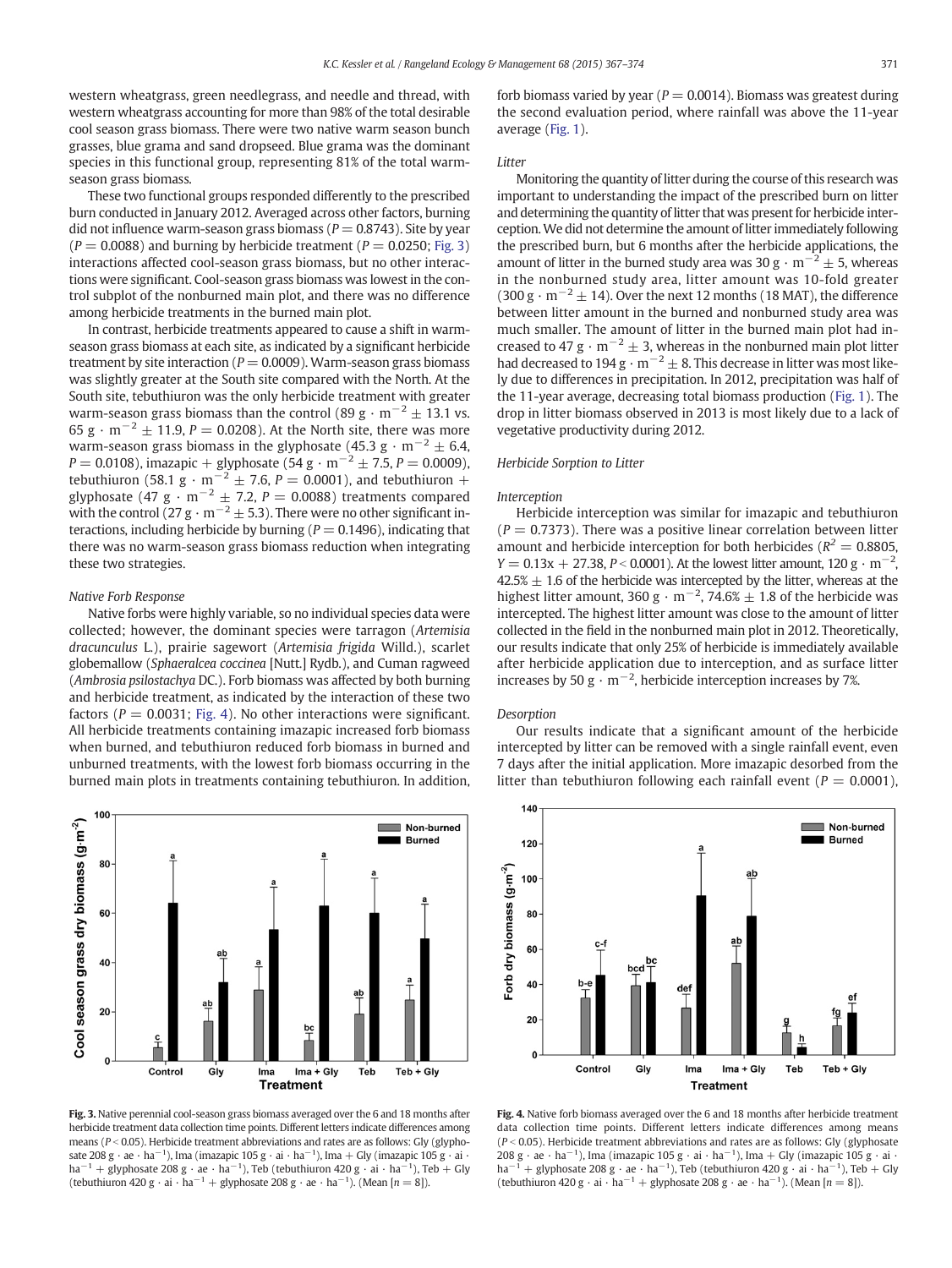western wheatgrass, green needlegrass, and needle and thread, with western wheatgrass accounting for more than 98% of the total desirable cool season grass biomass. There were two native warm season bunch grasses, blue grama and sand dropseed. Blue grama was the dominant species in this functional group, representing 81% of the total warm-season grass biomass.

These two functional groups responded differently to the prescribed burn conducted in January 2012. Averaged across other factors, burning did not influence warm-season grass biomass ($P = 0.8743$). Site by year ($P = 0.0088$) and burning by herbicide treatment ($P = 0.0250$; Fig. 3) interactions affected cool-season grass biomass, but no other interactions were significant. Cool-season grass biomass was lowest in the control subplot of the nonburned main plot, and there was no difference among herbicide treatments in the burned main plot.

In contrast, herbicide treatments appeared to cause a shift in warm-season grass biomass at each site, as indicated by a significant herbicide treatment by site interaction ($P = 0.0009$). Warm-season grass biomass was slightly greater at the South site compared with the North. At the South site, tebuthiuron was the only herbicide treatment with greater warm-season grass biomass than the control (89 $g \cdot m^{-2} \pm 13.1$ vs. 65 $g \cdot m^{-2} \pm 11.9$, $P = 0.0208$). At the North site, there was more warm-season grass biomass in the glyphosate (45.3 $g \cdot m^{-2} \pm 6.4$, $P = 0.0108$), imazapic + glyphosate (54 $g \cdot m^{-2} \pm 7.5$, $P = 0.0009$), tebuthiuron (58.1 $g \cdot m^{-2} \pm 7.6$, $P = 0.0001$), and tebuthiuron + glyphosate (47 $g \cdot m^{-2} \pm 7.2$, $P = 0.0088$) treatments compared with the control (27 $g \cdot m^{-2} \pm 5.3$). There were no other significant interactions, including herbicide by burning ($P = 0.1496$), indicating that there was no warm-season grass biomass reduction when integrating these two strategies.

### *Native Forb Response*

Native forbs were highly variable, so no individual species data were collected; however, the dominant species were tarragon (*Artemisia dracunculus* L.), prairie sagewort (*Artemisia frigida* Willd.), scarlet globemallow (*Sphaeralcea coccinea* [Nutt.] Rydb.), and Cuman ragweed (*Ambrosia psilostachya* DC.). Forb biomass was affected by both burning and herbicide treatment, as indicated by the interaction of these two factors ($P = 0.0031$; Fig. 4). No other interactions were significant. All herbicide treatments containing imazapic increased forb biomass when burned, and tebuthiuron reduced forb biomass in burned and unburned treatments, with the lowest forb biomass occurring in the burned main plots in treatments containing tebuthiuron. In addition, forb biomass varied by year ($P = 0.0014$). Biomass was greatest during the second evaluation period, where rainfall was above the 11-year average (Fig. 1).

### *Litter*

Monitoring the quantity of litter during the course of this research was important to understanding the impact of the prescribed burn on litter and determining the quantity of litter that was present for herbicide interception. We did not determine the amount of litter immediately following the prescribed burn, but 6 months after the herbicide applications, the amount of litter in the burned study area was 30 $g \cdot m^{-2} \pm 5$, whereas in the nonburned study area, litter amount was 10-fold greater (300 $g \cdot m^{-2} \pm 14$). Over the next 12 months (18 MAT), the difference between litter amount in the burned and nonburned study area was much smaller. The amount of litter in the burned main plot had increased to 47 $g \cdot m^{-2} \pm 3$, whereas in the nonburned main plot litter had decreased to 194 $g \cdot m^{-2} \pm 8$. This decrease in litter was most likely due to differences in precipitation. In 2012, precipitation was half of the 11-year average, decreasing total biomass production (Fig. 1). The drop in litter biomass observed in 2013 is most likely due to a lack of vegetative productivity during 2012.

### *Herbicide Sorption to Litter*

#### *Interception*

Herbicide interception was similar for imazapic and tebuthiuron ($P = 0.7373$). There was a positive linear correlation between litter amount and herbicide interception for both herbicides ($R^2 = 0.8805$, $Y = 0.13x + 27.38$, $P < 0.0001$). At the lowest litter amount, 120 $g \cdot m^{-2}$, 42.5% ± 1.6 of the herbicide was intercepted by the litter, whereas at the highest litter amount, 360 $g \cdot m^{-2}$, 74.6% ± 1.8 of the herbicide was intercepted. The highest litter amount was close to the amount of litter collected in the field in the nonburned main plot in 2012. Theoretically, our results indicate that only 25% of herbicide is immediately available after herbicide application due to interception, and as surface litter increases by 50 $g \cdot m^{-2}$, herbicide interception increases by 7%.

#### *Desorption*

Our results indicate that a significant amount of the herbicide intercepted by litter can be removed with a single rainfall event, even 7 days after the initial application. More imazapic desorbed from the litter than tebuthiuron following each rainfall event ($P = 0.0001$),

**Fig. 3.** Native perennial cool-season grass biomass averaged over the 6 and 18 months after herbicide treatment data collection time points. Different letters indicate differences among means ($P < 0.05$). Herbicide treatment abbreviations and rates are as follows: Gly (glyphosate 208 $g \cdot ae \cdot ha^{-1}$), Ima (imazapic 105 $g \cdot ai \cdot ha^{-1}$), Ima + Gly (imazapic 105 $g \cdot ai \cdot ha^{-1}$ + glyphosate 208 $g \cdot ae \cdot ha^{-1}$), Teb (tebuthiuron 420 $g \cdot ai \cdot ha^{-1}$), Teb + Gly (tebuthiuron 420 $g \cdot ai \cdot ha^{-1}$ + glyphosate 208 $g \cdot ae \cdot ha^{-1}$). (Mean [$n = 8$]).

**Fig. 4.** Native forb biomass averaged over the 6 and 18 months after herbicide treatment data collection time points. Different letters indicate differences among means ($P < 0.05$). Herbicide treatment abbreviations and rates are as follows: Gly (glyphosate 208 $g \cdot ae \cdot ha^{-1}$), Ima (imazapic 105 $g \cdot ai \cdot ha^{-1}$), Ima + Gly (imazapic 105 $g \cdot ai \cdot ha^{-1}$ + glyphosate 208 $g \cdot ae \cdot ha^{-1}$), Teb (tebuthiuron 420 $g \cdot ai \cdot ha^{-1}$), Teb + Gly (tebuthiuron 420 $g \cdot ai \cdot ha^{-1}$ + glyphosate 208 $g \cdot ae \cdot ha^{-1}$). (Mean [$n = 8$]).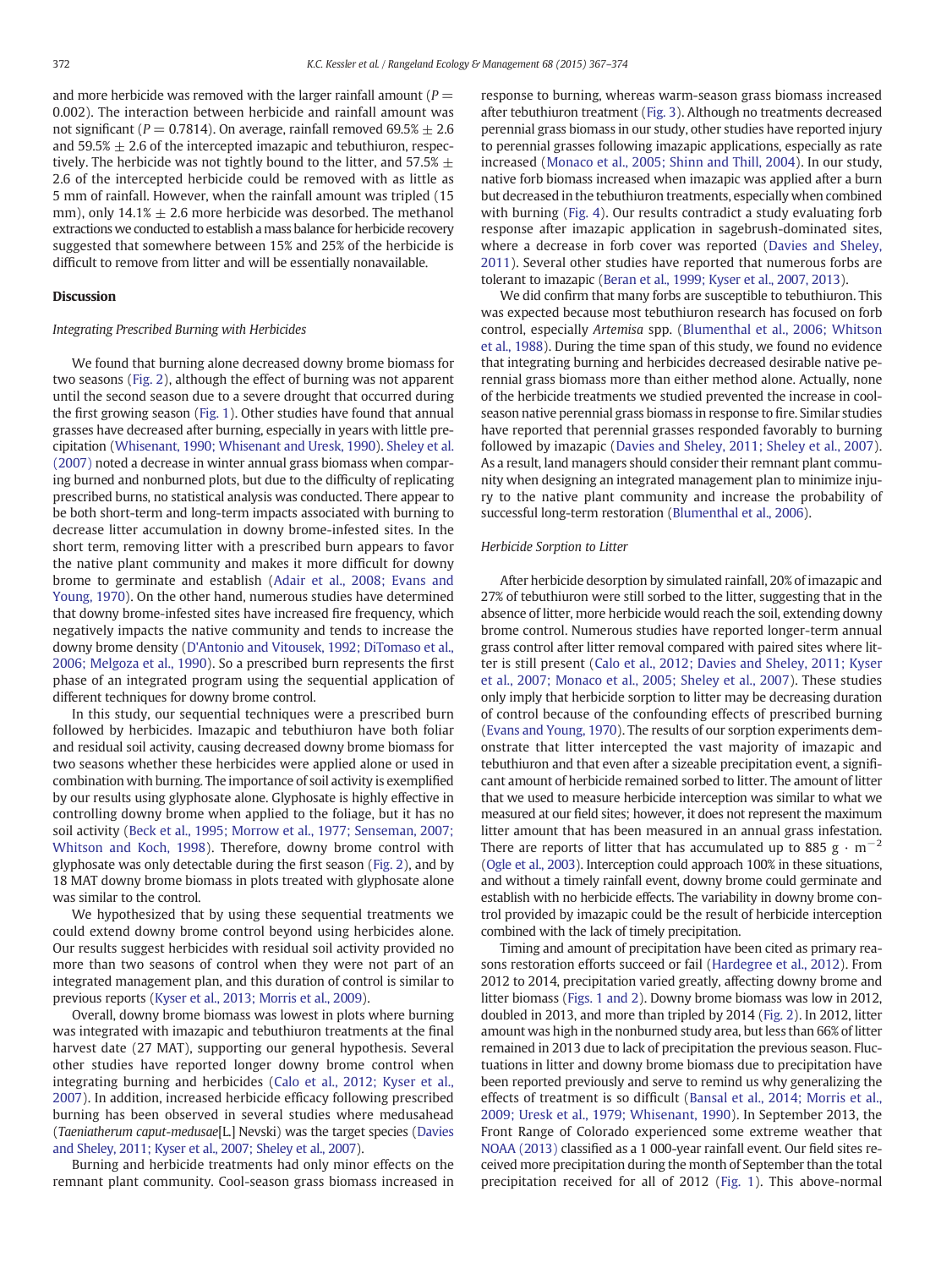and more herbicide was removed with the larger rainfall amount ($P = 0.002$). The interaction between herbicide and rainfall amount was not significant ($P = 0.7814$). On average, rainfall removed 69.5% ± 2.6 and 59.5% ± 2.6 of the intercepted imazapic and tebuthiuron, respectively. The herbicide was not tightly bound to the litter, and 57.5% ± 2.6 of the intercepted herbicide could be removed with as little as 5 mm of rainfall. However, when the rainfall amount was tripled (15 mm), only 14.1% ± 2.6 more herbicide was desorbed. The methanol extractions we conducted to establish a mass balance for herbicide recovery suggested that somewhere between 15% and 25% of the herbicide is difficult to remove from litter and will be essentially nonavailable.

## Discussion

### Integrating Prescribed Burning with Herbicides

We found that burning alone decreased downy brome biomass for two seasons (Fig. 2), although the effect of burning was not apparent until the second season due to a severe drought that occurred during the first growing season (Fig. 1). Other studies have found that annual grasses have decreased after burning, especially in years with little precipitation (Whisenant, 1990; Whisenant and Uresk, 1990). Sheley et al. (2007) noted a decrease in winter annual grass biomass when comparing burned and nonburned plots, but due to the difficulty of replicating prescribed burns, no statistical analysis was conducted. There appear to be both short-term and long-term impacts associated with burning to decrease litter accumulation in downy brome-infested sites. In the short term, removing litter with a prescribed burn appears to favor the native plant community and makes it more difficult for downy brome to germinate and establish (Adair et al., 2008; Evans and Young, 1970). On the other hand, numerous studies have determined that downy brome-infested sites have increased fire frequency, which negatively impacts the native community and tends to increase the downy brome density (D'Antonio and Vitousek, 1992; DiTomaso et al., 2006; Melgoza et al., 1990). So a prescribed burn represents the first phase of an integrated program using the sequential application of different techniques for downy brome control.

In this study, our sequential techniques were a prescribed burn followed by herbicides. Imazapic and tebuthiuron have both foliar and residual soil activity, causing decreased downy brome biomass for two seasons whether these herbicides were applied alone or used in combination with burning. The importance of soil activity is exemplified by our results using glyphosate alone. Glyphosate is highly effective in controlling downy brome when applied to the foliage, but it has no soil activity (Beck et al., 1995; Morrow et al., 1977; Senseman, 2007; Whitson and Koch, 1998). Therefore, downy brome control with glyphosate was only detectable during the first season (Fig. 2), and by 18 MAT downy brome biomass in plots treated with glyphosate alone was similar to the control.

We hypothesized that by using these sequential treatments we could extend downy brome control beyond using herbicides alone. Our results suggest herbicides with residual soil activity provided no more than two seasons of control when they were not part of an integrated management plan, and this duration of control is similar to previous reports (Kyser et al., 2013; Morris et al., 2009).

Overall, downy brome biomass was lowest in plots where burning was integrated with imazapic and tebuthiuron treatments at the final harvest date (27 MAT), supporting our general hypothesis. Several other studies have reported longer downy brome control when integrating burning and herbicides (Calo et al., 2012; Kyser et al., 2007). In addition, increased herbicide efficacy following prescribed burning has been observed in several studies where medusahead (*Taeniatherum caput-medusae*[L.] Nevski) was the target species (Davies and Sheley, 2011; Kyser et al., 2007; Sheley et al., 2007).

Burning and herbicide treatments had only minor effects on the remnant plant community. Cool-season grass biomass increased in response to burning, whereas warm-season grass biomass increased after tebuthiuron treatment (Fig. 3). Although no treatments decreased perennial grass biomass in our study, other studies have reported injury to perennial grasses following imazapic applications, especially as rate increased (Monaco et al., 2005; Shinn and Thill, 2004). In our study, native forb biomass increased when imazapic was applied after a burn but decreased in the tebuthiuron treatments, especially when combined with burning (Fig. 4). Our results contradict a study evaluating forb response after imazapic application in sagebrush-dominated sites, where a decrease in forb cover was reported (Davies and Sheley, 2011). Several other studies have reported that numerous forbs are tolerant to imazapic (Beran et al., 1999; Kyser et al., 2007, 2013).

We did confirm that many forbs are susceptible to tebuthiuron. This was expected because most tebuthiuron research has focused on forb control, especially *Artemisa* spp. (Blumenthal et al., 2006; Whitson et al., 1988). During the time span of this study, we found no evidence that integrating burning and herbicides decreased desirable native perennial grass biomass more than either method alone. Actually, none of the herbicide treatments we studied prevented the increase in cool-season native perennial grass biomass in response to fire. Similar studies have reported that perennial grasses responded favorably to burning followed by imazapic (Davies and Sheley, 2011; Sheley et al., 2007). As a result, land managers should consider their remnant plant community when designing an integrated management plan to minimize injury to the native plant community and increase the probability of successful long-term restoration (Blumenthal et al., 2006).

### Herbicide Sorption to Litter

After herbicide desorption by simulated rainfall, 20% of imazapic and 27% of tebuthiuron were still sorbed to the litter, suggesting that in the absence of litter, more herbicide would reach the soil, extending downy brome control. Numerous studies have reported longer-term annual grass control after litter removal compared with paired sites where litter is still present (Calo et al., 2012; Davies and Sheley, 2011; Kyser et al., 2007; Monaco et al., 2005; Sheley et al., 2007). These studies only imply that herbicide sorption to litter may be decreasing duration of control because of the confounding effects of prescribed burning (Evans and Young, 1970). The results of our sorption experiments demonstrate that litter intercepted the vast majority of imazapic and tebuthiuron and that even after a sizeable precipitation event, a significant amount of herbicide remained sorbed to litter. The amount of litter that we used to measure herbicide interception was similar to what we measured at our field sites; however, it does not represent the maximum litter amount that has been measured in an annual grass infestation. There are reports of litter that has accumulated up to 885 $g \cdot m^{-2}$ (Ogle et al., 2003). Interception could approach 100% in these situations, and without a timely rainfall event, downy brome could germinate and establish with no herbicide effects. The variability in downy brome control provided by imazapic could be the result of herbicide interception combined with the lack of timely precipitation.

Timing and amount of precipitation have been cited as primary reasons restoration efforts succeed or fail (Hardegree et al., 2012). From 2012 to 2014, precipitation varied greatly, affecting downy brome and litter biomass (Figs. 1 and 2). Downy brome biomass was low in 2012, doubled in 2013, and more than tripled by 2014 (Fig. 2). In 2012, litter amount was high in the nonburned study area, but less than 66% of litter remained in 2013 due to lack of precipitation the previous season. Fluctuations in litter and downy brome biomass due to precipitation have been reported previously and serve to remind us why generalizing the effects of treatment is so difficult (Bansal et al., 2014; Morris et al., 2009; Uresk et al., 1979; Whisenant, 1990). In September 2013, the Front Range of Colorado experienced some extreme weather that NOAA (2013) classified as a 1 000-year rainfall event. Our field sites received more precipitation during the month of September than the total precipitation received for all of 2012 (Fig. 1). This above-normal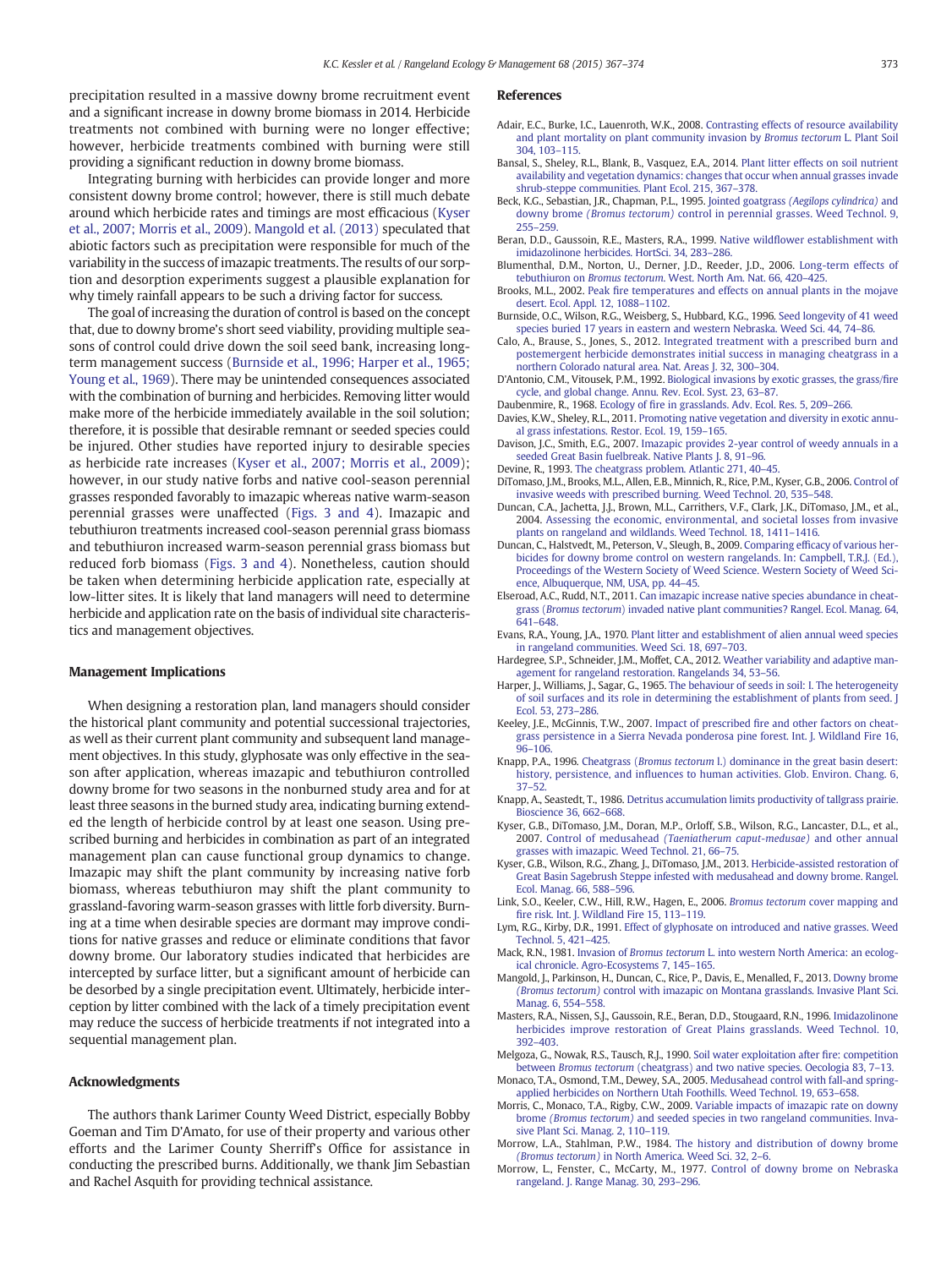precipitation resulted in a massive downy brome recruitment event and a significant increase in downy brome biomass in 2014. Herbicide treatments not combined with burning were no longer effective; however, herbicide treatments combined with burning were still providing a significant reduction in downy brome biomass.

Integrating burning with herbicides can provide longer and more consistent downy brome control; however, there is still much debate around which herbicide rates and timings are most efficacious (Kyser et al., 2007; Morris et al., 2009). Mangold et al. (2013) speculated that abiotic factors such as precipitation were responsible for much of the variability in the success of imazapic treatments. The results of our sorption and desorption experiments suggest a plausible explanation for why timely rainfall appears to be such a driving factor for success.

The goal of increasing the duration of control is based on the concept that, due to downy brome's short seed viability, providing multiple seasons of control could drive down the soil seed bank, increasing long-term management success (Burnside et al., 1996; Harper et al., 1965; Young et al., 1969). There may be unintended consequences associated with the combination of burning and herbicides. Removing litter would make more of the herbicide immediately available in the soil solution; therefore, it is possible that desirable remnant or seeded species could be injured. Other studies have reported injury to desirable species as herbicide rate increases (Kyser et al., 2007; Morris et al., 2009); however, in our study native forbs and native cool-season perennial grasses responded favorably to imazapic whereas native warm-season perennial grasses were unaffected (Figs. 3 and 4). Imazapic and tebuthiuron treatments increased cool-season perennial grass biomass and tebuthiuron increased warm-season perennial grass biomass but reduced forb biomass (Figs. 3 and 4). Nonetheless, caution should be taken when determining herbicide application rate, especially at low-litter sites. It is likely that land managers will need to determine herbicide and application rate on the basis of individual site characteristics and management objectives.

## Management Implications

When designing a restoration plan, land managers should consider the historical plant community and potential successional trajectories, as well as their current plant community and subsequent land management objectives. In this study, glyphosate was only effective in the season after application, whereas imazapic and tebuthiuron controlled downy brome for two seasons in the nonburned study area and for at least three seasons in the burned study area, indicating burning extended the length of herbicide control by at least one season. Using prescribed burning and herbicides in combination as part of an integrated management plan can cause functional group dynamics to change. Imazapic may shift the plant community by increasing native forb biomass, whereas tebuthiuron may shift the plant community to grassland-favoring warm-season grasses with little forb diversity. Burning at a time when desirable species are dormant may improve conditions for native grasses and reduce or eliminate conditions that favor downy brome. Our laboratory studies indicated that herbicides are intercepted by surface litter, but a significant amount of herbicide can be desorbed by a single precipitation event. Ultimately, herbicide interception by litter combined with the lack of a timely precipitation event may reduce the success of herbicide treatments if not integrated into a sequential management plan.

## Acknowledgments

The authors thank Larimer County Weed District, especially Bobby Goeman and Tim D'Amato, for use of their property and various other efforts and the Larimer County Sherriff's Office for assistance in conducting the prescribed burns. Additionally, we thank Jim Sebastian and Rachel Asquith for providing technical assistance.

## References

Adair, E.C., Burke, I.C., Lauenroth, W.K., 2008. Contrasting effects of resource availability and plant mortality on plant community invasion by *Bromus tectorum* L. Plant Soil 304, 103–115.

Bansal, S., Sheley, R.L., Blank, B., Vasquez, E.A., 2014. Plant litter effects on soil nutrient availability and vegetation dynamics: changes that occur when annual grasses invade shrub-steppe communities. Plant Ecol. 215, 367–378.

Beck, K.G., Sebastian, J.R., Chapman, P.L., 1995. Jointed goatgrass *(Aegilops cylindrica)* and downy brome *(Bromus tectorum)* control in perennial grasses. Weed Technol. 9, 255–259.

Beran, D.D., Gaussoin, R.E., Masters, R.A., 1999. Native wildflower establishment with imidazolinone herbicides. HortSci. 34, 283–286.

Blumenthal, D.M., Norton, U., Derner, J.D., Reeder, J.D., 2006. Long-term effects of tebuthiuron on *Bromus tectorum*. West. North Am. Nat. 66, 420–425.

Brooks, M.L., 2002. Peak fire temperatures and effects on annual plants in the mojave desert. Ecol. Appl. 12, 1088–1102.

Burnside, O.C., Wilson, R.G., Weisberg, S., Hubbard, K.G., 1996. Seed longevity of 41 weed species buried 17 years in eastern and western Nebraska. Weed Sci. 44, 74–86.

Calo, A., Brause, S., Jones, S., 2012. Integrated treatment with a prescribed burn and postemergent herbicide demonstrates initial success in managing cheatgrass in a northern Colorado natural area. Nat. Areas J. 32, 300–304.

D'Antonio, C.M., Vitousek, P.M., 1992. Biological invasions by exotic grasses, the grass/fire cycle, and global change. Annu. Rev. Ecol. Syst. 23, 63–87.

Daubenmire, R., 1968. Ecology of fire in grasslands. Adv. Ecol. Res. 5, 209–266.

Davies, K.W., Sheley, R.L., 2011. Promoting native vegetation and diversity in exotic annual grass infestations. Restor. Ecol. 19, 159–165.

Davison, J.C., Smith, E.G., 2007. Imazapic provides 2-year control of weedy annuals in a seeded Great Basin fuelbreak. Native Plants J. 8, 91–96.

Devine, R., 1993. The cheatgrass problem. Atlantic 271, 40–45.

DiTomaso, J.M., Brooks, M.L., Allen, E.B., Minnich, R., Rice, P.M., Kyser, G.B., 2006. Control of invasive weeds with prescribed burning. Weed Technol. 20, 535–548.

Duncan, C.A., Jachetta, J.J., Brown, M.L., Carrithers, V.F., Clark, J.K., DiTomaso, J.M., et al., 2004. Assessing the economic, environmental, and societal losses from invasive plants on rangeland and wildlands. Weed Technol. 18, 1411–1416.

Duncan, C., Halstvedt, M., Peterson, V., Sleugh, B., 2009. Comparing efficacy of various herbicides for downy brome control on western rangelands. In: Campbell, T.R.J. (Ed.), Proceedings of the Western Society of Weed Science. Western Society of Weed Science, Albuquerque, NM, USA, pp. 44–45.

Elseroad, A.C., Rudd, N.T., 2011. Can imazapic increase native species abundance in cheatgrass (*Bromus tectorum*) invaded native plant communities? Rangel. Ecol. Manag. 64, 641–648.

Evans, R.A., Young, J.A., 1970. Plant litter and establishment of alien annual weed species in rangeland communities. Weed Sci. 18, 697–703.

Hardegree, S.P., Schneider, J.M., Moffet, C.A., 2012. Weather variability and adaptive management for rangeland restoration. Rangelands 34, 53–56.

Harper, J., Williams, J., Sagar, G., 1965. The behaviour of seeds in soil: I. The heterogeneity of soil surfaces and its role in determining the establishment of plants from seed. J Ecol. 53, 273–286.

Keeley, J.E., McGinnis, T.W., 2007. Impact of prescribed fire and other factors on cheatgrass persistence in a Sierra Nevada ponderosa pine forest. Int. J. Wildland Fire 16, 96–106.

Knapp, P.A., 1996. Cheatgrass (*Bromus tectorum* l.) dominance in the great basin desert: history, persistence, and influences to human activities. Glob. Environ. Chang. 6, 37–52.

Knapp, A., Seastedt, T., 1986. Detritus accumulation limits productivity of tallgrass prairie. Bioscience 36, 662–668.

Kyser, G.B., DiTomaso, J.M., Doran, M.P., Orloff, S.B., Wilson, R.G., Lancaster, D.L., et al., 2007. Control of medusahead *(Taeniatherum caput-medusae)* and other annual grasses with imazapic. Weed Technol. 21, 66–75.

Kyser, G.B., Wilson, R.G., Zhang, J., DiTomaso, J.M., 2013. Herbicide-assisted restoration of Great Basin Sagebrush Steppe infested with medusahead and downy brome. Rangel. Ecol. Manag. 66, 588–596.

Link, S.O., Keeler, C.W., Hill, R.W., Hagen, E., 2006. *Bromus tectorum* cover mapping and fire risk. Int. J. Wildland Fire 15, 113–119.

Lym, R.G., Kirby, D.R., 1991. Effect of glyphosate on introduced and native grasses. Weed Technol. 5, 421–425.

Mack, R.N., 1981. Invasion of *Bromus tectorum* L. into western North America: an ecological chronicle. Agro-Ecosystems 7, 145–165.

Mangold, J., Parkinson, H., Duncan, C., Rice, P., Davis, E., Menalled, F., 2013. Downy brome *(Bromus tectorum)* control with imazapic on Montana grasslands. Invasive Plant Sci. Manag. 6, 554–558.

Masters, R.A., Nissen, S.J., Gaussoin, R.E., Beran, D.D., Stougaard, R.N., 1996. Imidazolinone herbicides improve restoration of Great Plains grasslands. Weed Technol. 10, 392–403.

Melgoza, G., Nowak, R.S., Tausch, R.J., 1990. Soil water exploitation after fire: competition between *Bromus tectorum* (cheatgrass) and two native species. Oecologia 83, 7–13.

Monaco, T.A., Osmond, T.M., Dewey, S.A., 2005. Medusahead control with fall-and spring-applied herbicides on Northern Utah Foothills. Weed Technol. 19, 653–658.

Morris, C., Monaco, T.A., Rigby, C.W., 2009. Variable impacts of imazapic rate on downy brome *(Bromus tectorum)* and seeded species in two rangeland communities. Invasive Plant Sci. Manag. 2, 110–119.

Morrow, L.A., Stahlman, P.W., 1984. The history and distribution of downy brome *(Bromus tectorum)* in North America. Weed Sci. 32, 2–6.

Morrow, L., Fenster, C., McCarty, M., 1977. Control of downy brome on Nebraska rangeland. J. Range Manag. 30, 293–296.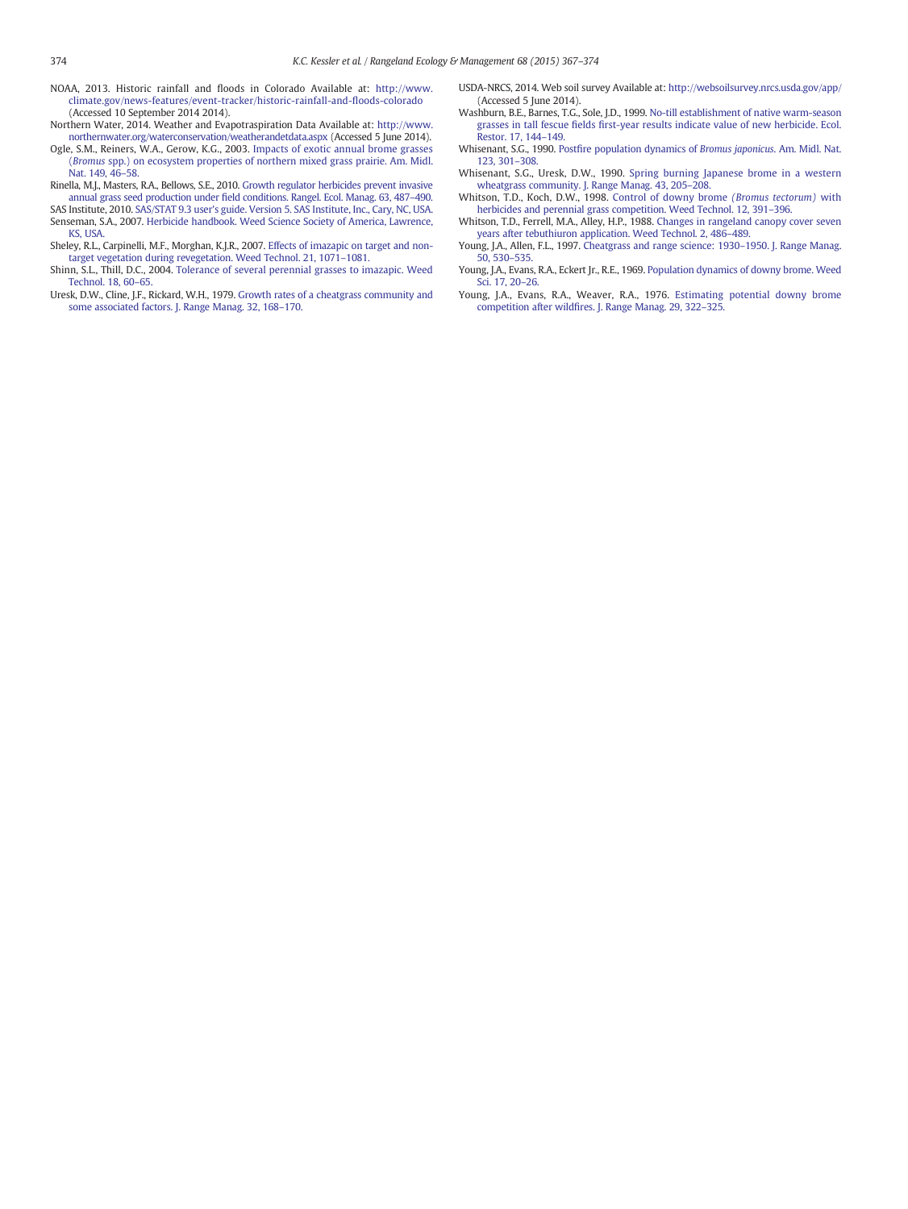NOAA, 2013. Historic rainfall and floods in Colorado Available at: http://www.climate.gov/news-features/event-tracker/historic-rainfall-and-floods-colorado (Accessed 10 September 2014 2014).

Northern Water, 2014. Weather and Evapotraspiration Data Available at: http://www.northernwater.org/waterconservation/weatherandetdata.aspx (Accessed 5 June 2014).

Ogle, S.M., Reiners, W.A., Gerow, K.G., 2003. Impacts of exotic annual brome grasses (*Bromus* spp.) on ecosystem properties of northern mixed grass prairie. Am. Midl. Nat. 149, 46–58.

Rinella, M.J., Masters, R.A., Bellows, S.E., 2010. Growth regulator herbicides prevent invasive annual grass seed production under field conditions. Rangel. Ecol. Manag. 63, 487–490.

SAS Institute, 2010. SAS/STAT 9.3 user's guide. Version 5. SAS Institute, Inc., Cary, NC, USA.

Senseman, S.A., 2007. Herbicide handbook. Weed Science Society of America, Lawrence, KS, USA.

Sheley, R.L., Carpinelli, M.F., Morghan, K.J.R., 2007. Effects of imazapic on target and non-target vegetation during revegetation. Weed Technol. 21, 1071–1081.

Shinn, S.L., Thill, D.C., 2004. Tolerance of several perennial grasses to imazapic. Weed Technol. 18, 60–65.

Uresk, D.W., Cline, J.F., Rickard, W.H., 1979. Growth rates of a cheatgrass community and some associated factors. J. Range Manag. 32, 168–170.

USDA-NRCS, 2014. Web soil survey Available at: http://websoilsurvey.nrcs.usda.gov/app/ (Accessed 5 June 2014).

Washburn, B.E., Barnes, T.G., Sole, J.D., 1999. No-till establishment of native warm-season grasses in tall fescue fields first-year results indicate value of new herbicide. Ecol. Restor. 17, 144–149.

Whisenant, S.G., 1990. Postfire population dynamics of *Bromus japonicus*. Am. Midl. Nat. 123, 301–308.

Whisenant, S.G., Uresk, D.W., 1990. Spring burning Japanese brome in a western wheatgrass community. J. Range Manag. 43, 205–208.

Whitson, T.D., Koch, D.W., 1998. Control of downy brome *(Bromus tectorum)* with herbicides and perennial grass competition. Weed Technol. 12, 391–396.

Whitson, T.D., Ferrell, M.A., Alley, H.P., 1988. Changes in rangeland canopy cover seven years after tebuthiuron application. Weed Technol. 2, 486–489.

Young, J.A., Allen, F.L., 1997. Cheatgrass and range science: 1930–1950. J. Range Manag. 50, 530–535.

Young, J.A., Evans, R.A., Eckert Jr., R.E., 1969. Population dynamics of downy brome. Weed Sci. 17, 20–26.

Young, J.A., Evans, R.A., Weaver, R.A., 1976. Estimating potential downy brome competition after wildfires. J. Range Manag. 29, 322–325.